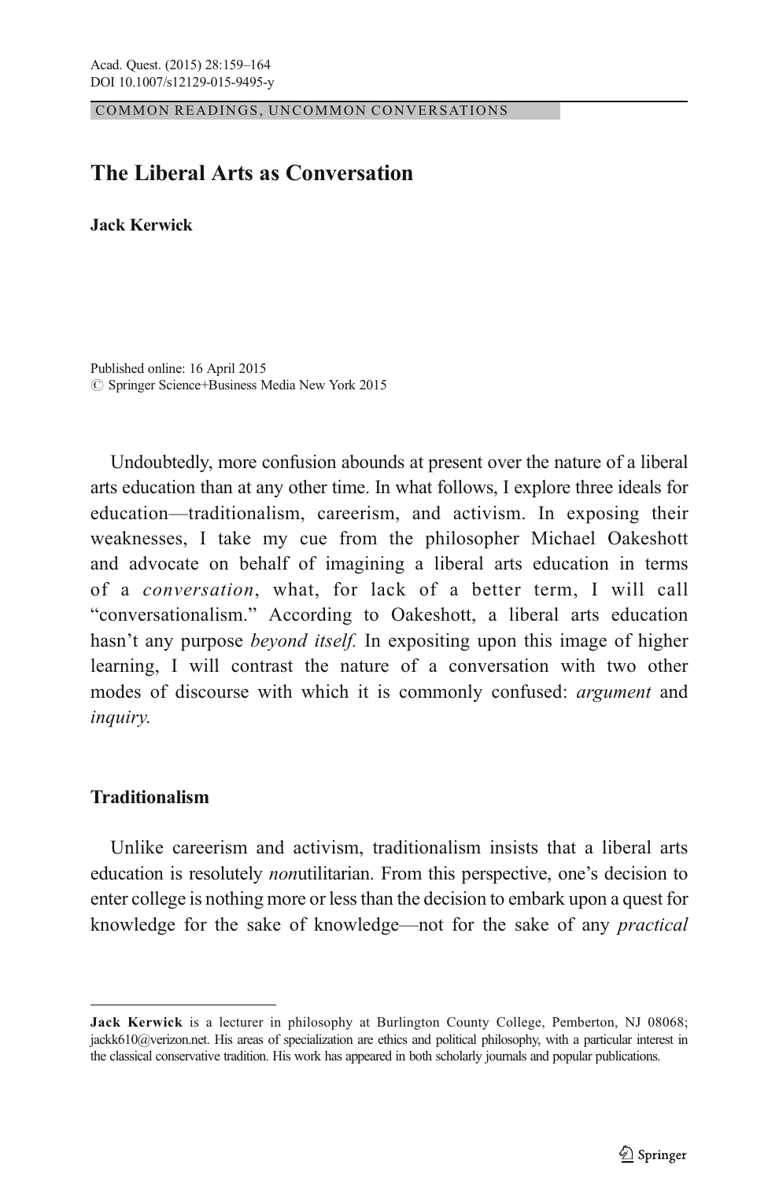COMMON READINGS, UNCOMMON CONVERSATIONS

# The Liberal Arts as Conversation

**Jack Kerwick**

Published online: 16 April 2015
© Springer Science+Business Media New York 2015

Undoubtedly, more confusion abounds at present over the nature of a liberal arts education than at any other time. In what follows, I explore three ideals for education—traditionalism, careerism, and activism. In exposing their weaknesses, I take my cue from the philosopher Michael Oakeshott and advocate on behalf of imagining a liberal arts education in terms of a *conversation*, what, for lack of a better term, I will call "conversationalism." According to Oakeshott, a liberal arts education hasn't any purpose *beyond itself.* In expositing upon this image of higher learning, I will contrast the nature of a conversation with two other modes of discourse with which it is commonly confused: *argument* and *inquiry*.

## Traditionalism

Unlike careerism and activism, traditionalism insists that a liberal arts education is resolutely *non*utilitarian. From this perspective, one's decision to enter college is nothing more or less than the decision to embark upon a quest for knowledge for the sake of knowledge—not for the sake of any *practical*

---

**Jack Kerwick** is a lecturer in philosophy at Burlington County College, Pemberton, NJ 08068; jackk610@verizon.net. His areas of specialization are ethics and political philosophy, with a particular interest in the classical conservative tradition. His work has appeared in both scholarly journals and popular publications.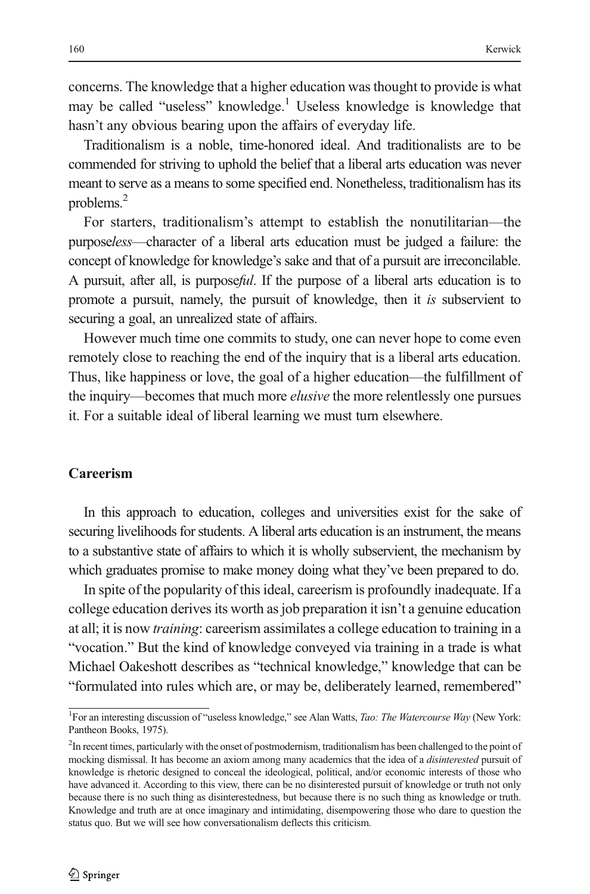concerns. The knowledge that a higher education was thought to provide is what may be called "useless" knowledge.[1] Useless knowledge is knowledge that hasn't any obvious bearing upon the affairs of everyday life.

Traditionalism is a noble, time-honored ideal. And traditionalists are to be commended for striving to uphold the belief that a liberal arts education was never meant to serve as a means to some specified end. Nonetheless, traditionalism has its problems.[2]

For starters, traditionalism's attempt to establish the nonutilitarian—the purpose*less*—character of a liberal arts education must be judged a failure: the concept of knowledge for knowledge's sake and that of a pursuit are irreconcilable. A pursuit, after all, is purpose*ful*. If the purpose of a liberal arts education is to promote a pursuit, namely, the pursuit of knowledge, then it *is* subservient to securing a goal, an unrealized state of affairs.

However much time one commits to study, one can never hope to come even remotely close to reaching the end of the inquiry that is a liberal arts education. Thus, like happiness or love, the goal of a higher education—the fulfillment of the inquiry—becomes that much more *elusive* the more relentlessly one pursues it. For a suitable ideal of liberal learning we must turn elsewhere.

## Careerism

In this approach to education, colleges and universities exist for the sake of securing livelihoods for students. A liberal arts education is an instrument, the means to a substantive state of affairs to which it is wholly subservient, the mechanism by which graduates promise to make money doing what they've been prepared to do.

In spite of the popularity of this ideal, careerism is profoundly inadequate. If a college education derives its worth as job preparation it isn't a genuine education at all; it is now *training*: careerism assimilates a college education to training in a "vocation." But the kind of knowledge conveyed via training in a trade is what Michael Oakeshott describes as "technical knowledge," knowledge that can be "formulated into rules which are, or may be, deliberately learned, remembered"

[1] For an interesting discussion of "useless knowledge," see Alan Watts, *Tao: The Watercourse Way* (New York: Pantheon Books, 1975).

[2] In recent times, particularly with the onset of postmodernism, traditionalism has been challenged to the point of mocking dismissal. It has become an axiom among many academics that the idea of a *disinterested* pursuit of knowledge is rhetoric designed to conceal the ideological, political, and/or economic interests of those who have advanced it. According to this view, there can be no disinterested pursuit of knowledge or truth not only because there is no such thing as disinterestedness, but because there is no such thing as knowledge or truth. Knowledge and truth are at once imaginary and intimidating, disempowering those who dare to question the status quo. But we will see how conversationalism deflects this criticism.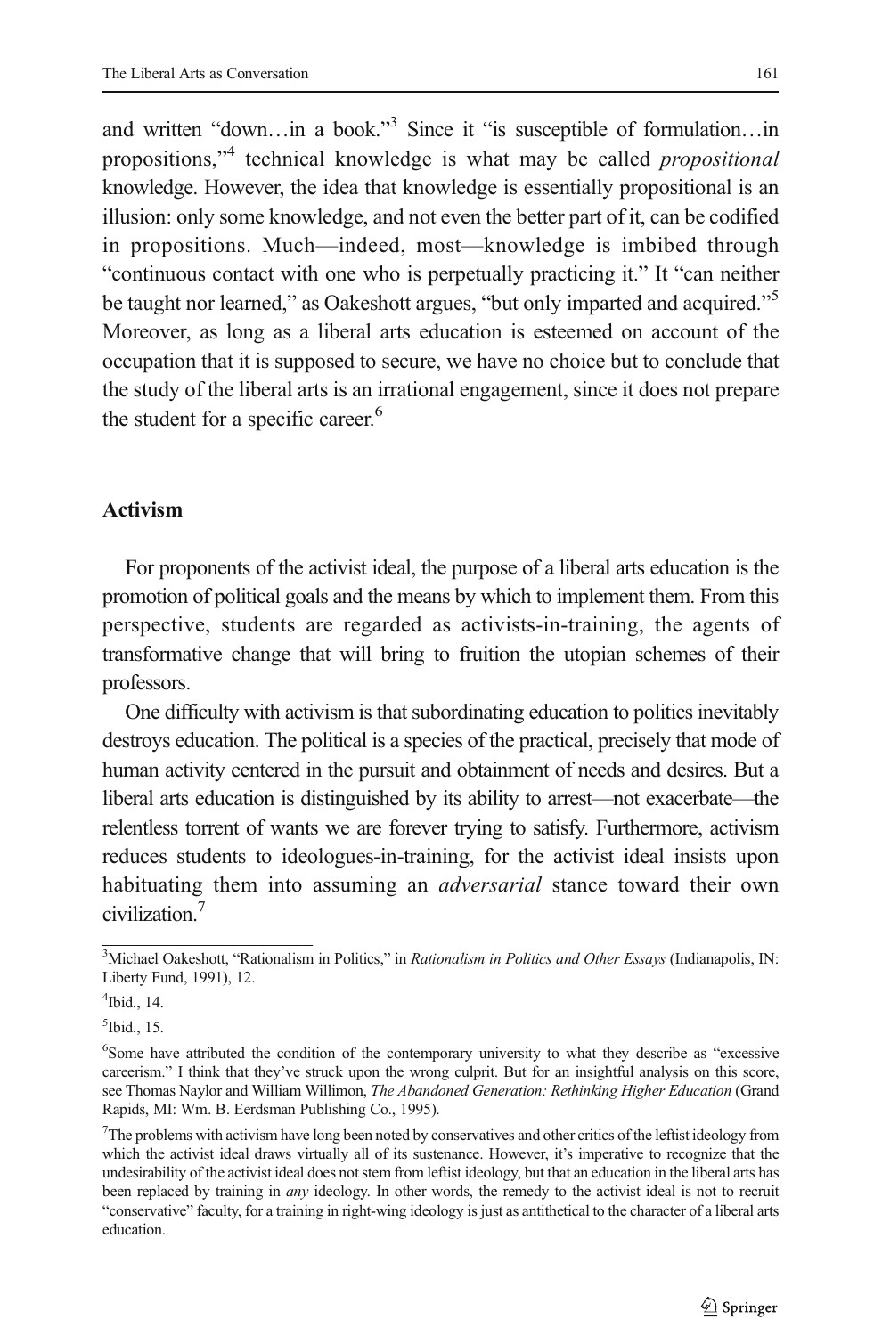and written "down…in a book."[3] Since it "is susceptible of formulation…in propositions,"[4] technical knowledge is what may be called *propositional* knowledge. However, the idea that knowledge is essentially propositional is an illusion: only some knowledge, and not even the better part of it, can be codified in propositions. Much—indeed, most—knowledge is imbibed through "continuous contact with one who is perpetually practicing it." It "can neither be taught nor learned," as Oakeshott argues, "but only imparted and acquired."[5] Moreover, as long as a liberal arts education is esteemed on account of the occupation that it is supposed to secure, we have no choice but to conclude that the study of the liberal arts is an irrational engagement, since it does not prepare the student for a specific career.[6]

## Activism

For proponents of the activist ideal, the purpose of a liberal arts education is the promotion of political goals and the means by which to implement them. From this perspective, students are regarded as activists-in-training, the agents of transformative change that will bring to fruition the utopian schemes of their professors.

One difficulty with activism is that subordinating education to politics inevitably destroys education. The political is a species of the practical, precisely that mode of human activity centered in the pursuit and obtainment of needs and desires. But a liberal arts education is distinguished by its ability to arrest—not exacerbate—the relentless torrent of wants we are forever trying to satisfy. Furthermore, activism reduces students to ideologues-in-training, for the activist ideal insists upon habituating them into assuming an *adversarial* stance toward their own civilization.[7]

---

[3] Michael Oakeshott, "Rationalism in Politics," in *Rationalism in Politics and Other Essays* (Indianapolis, IN: Liberty Fund, 1991), 12.

[4] Ibid., 14.

[5] Ibid., 15.

[6] Some have attributed the condition of the contemporary university to what they describe as "excessive careerism." I think that they've struck upon the wrong culprit. But for an insightful analysis on this score, see Thomas Naylor and William Willimon, *The Abandoned Generation: Rethinking Higher Education* (Grand Rapids, MI: Wm. B. Eerdsman Publishing Co., 1995).

[7] The problems with activism have long been noted by conservatives and other critics of the leftist ideology from which the activist ideal draws virtually all of its sustenance. However, it's imperative to recognize that the undesirability of the activist ideal does not stem from leftist ideology, but that an education in the liberal arts has been replaced by training in *any* ideology. In other words, the remedy to the activist ideal is not to recruit "conservative" faculty, for a training in right-wing ideology is just as antithetical to the character of a liberal arts education.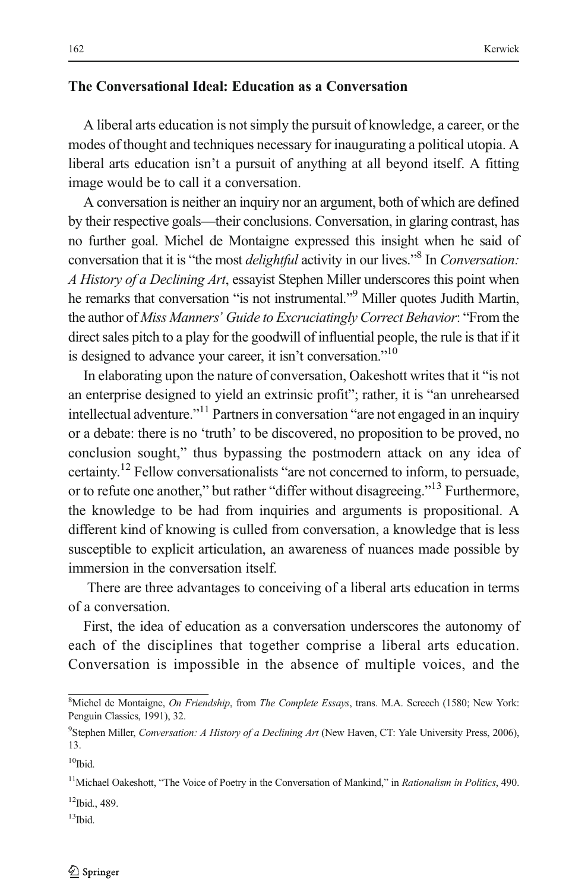### The Conversational Ideal: Education as a Conversation

A liberal arts education is not simply the pursuit of knowledge, a career, or the modes of thought and techniques necessary for inaugurating a political utopia. A liberal arts education isn't a pursuit of anything at all beyond itself. A fitting image would be to call it a conversation.

A conversation is neither an inquiry nor an argument, both of which are defined by their respective goals—their conclusions. Conversation, in glaring contrast, has no further goal. Michel de Montaigne expressed this insight when he said of conversation that it is "the most *delightful* activity in our lives."[8] In *Conversation: A History of a Declining Art*, essayist Stephen Miller underscores this point when he remarks that conversation "is not instrumental."[9] Miller quotes Judith Martin, the author of *Miss Manners' Guide to Excruciatingly Correct Behavior*: "From the direct sales pitch to a play for the goodwill of influential people, the rule is that if it is designed to advance your career, it isn't conversation."[10]

In elaborating upon the nature of conversation, Oakeshott writes that it "is not an enterprise designed to yield an extrinsic profit"; rather, it is "an unrehearsed intellectual adventure."[11] Partners in conversation "are not engaged in an inquiry or a debate: there is no 'truth' to be discovered, no proposition to be proved, no conclusion sought," thus bypassing the postmodern attack on any idea of certainty.[12] Fellow conversationalists "are not concerned to inform, to persuade, or to refute one another," but rather "differ without disagreeing."[13] Furthermore, the knowledge to be had from inquiries and arguments is propositional. A different kind of knowing is culled from conversation, a knowledge that is less susceptible to explicit articulation, an awareness of nuances made possible by immersion in the conversation itself.

There are three advantages to conceiving of a liberal arts education in terms of a conversation.

First, the idea of education as a conversation underscores the autonomy of each of the disciplines that together comprise a liberal arts education. Conversation is impossible in the absence of multiple voices, and the

---

[8] Michel de Montaigne, *On Friendship*, from *The Complete Essays*, trans. M.A. Screech (1580; New York: Penguin Classics, 1991), 32.

[9] Stephen Miller, *Conversation: A History of a Declining Art* (New Haven, CT: Yale University Press, 2006), 13.

[10] Ibid.

[11] Michael Oakeshott, "The Voice of Poetry in the Conversation of Mankind," in *Rationalism in Politics*, 490.

[12] Ibid., 489.

[13] Ibid.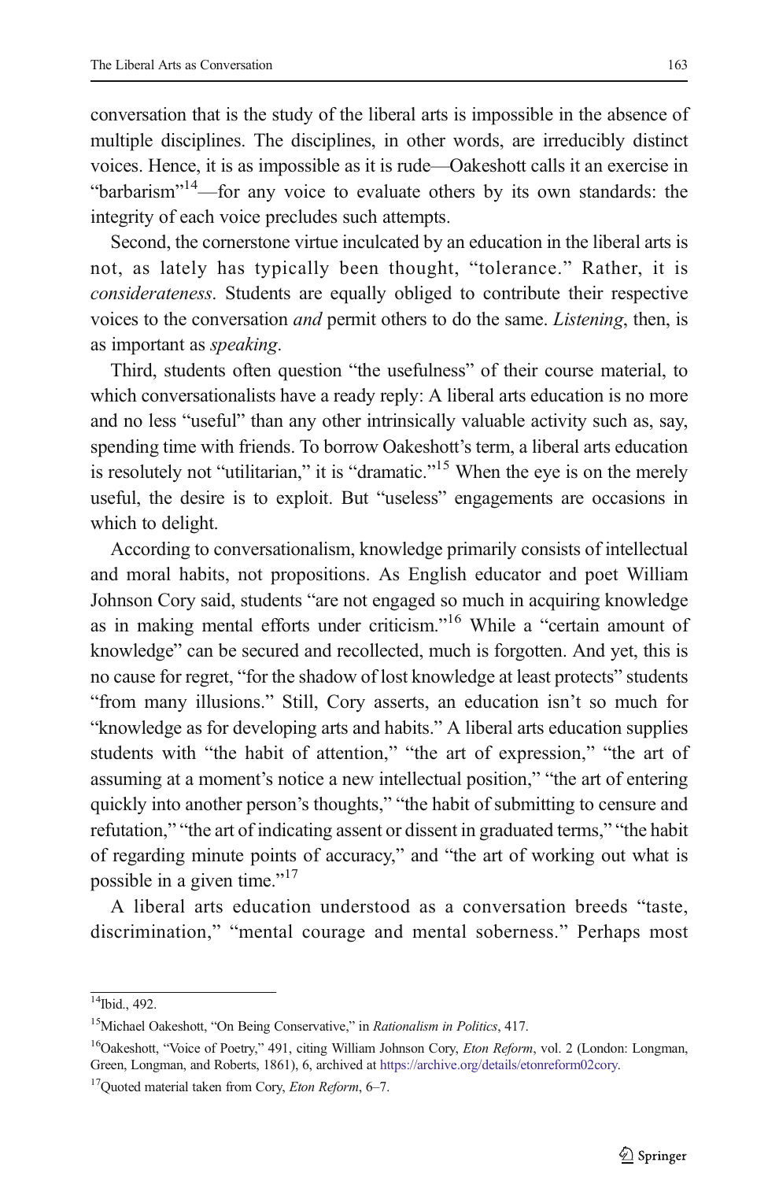conversation that is the study of the liberal arts is impossible in the absence of multiple disciplines. The disciplines, in other words, are irreducibly distinct voices. Hence, it is as impossible as it is rude—Oakeshott calls it an exercise in "barbarism"[14]—for any voice to evaluate others by its own standards: the integrity of each voice precludes such attempts.

Second, the cornerstone virtue inculcated by an education in the liberal arts is not, as lately has typically been thought, "tolerance." Rather, it is *considerateness*. Students are equally obliged to contribute their respective voices to the conversation *and* permit others to do the same. *Listening*, then, is as important as *speaking*.

Third, students often question "the usefulness" of their course material, to which conversationalists have a ready reply: A liberal arts education is no more and no less "useful" than any other intrinsically valuable activity such as, say, spending time with friends. To borrow Oakeshott's term, a liberal arts education is resolutely not "utilitarian," it is "dramatic."[15] When the eye is on the merely useful, the desire is to exploit. But "useless" engagements are occasions in which to delight.

According to conversationalism, knowledge primarily consists of intellectual and moral habits, not propositions. As English educator and poet William Johnson Cory said, students "are not engaged so much in acquiring knowledge as in making mental efforts under criticism."[16] While a "certain amount of knowledge" can be secured and recollected, much is forgotten. And yet, this is no cause for regret, "for the shadow of lost knowledge at least protects" students "from many illusions." Still, Cory asserts, an education isn't so much for "knowledge as for developing arts and habits." A liberal arts education supplies students with "the habit of attention," "the art of expression," "the art of assuming at a moment's notice a new intellectual position," "the art of entering quickly into another person's thoughts," "the habit of submitting to censure and refutation," "the art of indicating assent or dissent in graduated terms," "the habit of regarding minute points of accuracy," and "the art of working out what is possible in a given time."[17]

A liberal arts education understood as a conversation breeds "taste, discrimination," "mental courage and mental soberness." Perhaps most

---

[14] Ibid., 492.

[15] Michael Oakeshott, "On Being Conservative," in *Rationalism in Politics*, 417.

[16] Oakeshott, "Voice of Poetry," 491, citing William Johnson Cory, *Eton Reform*, vol. 2 (London: Longman, Green, Longman, and Roberts, 1861), 6, archived at https://archive.org/details/etonreform02cory.

[17] Quoted material taken from Cory, *Eton Reform*, 6–7.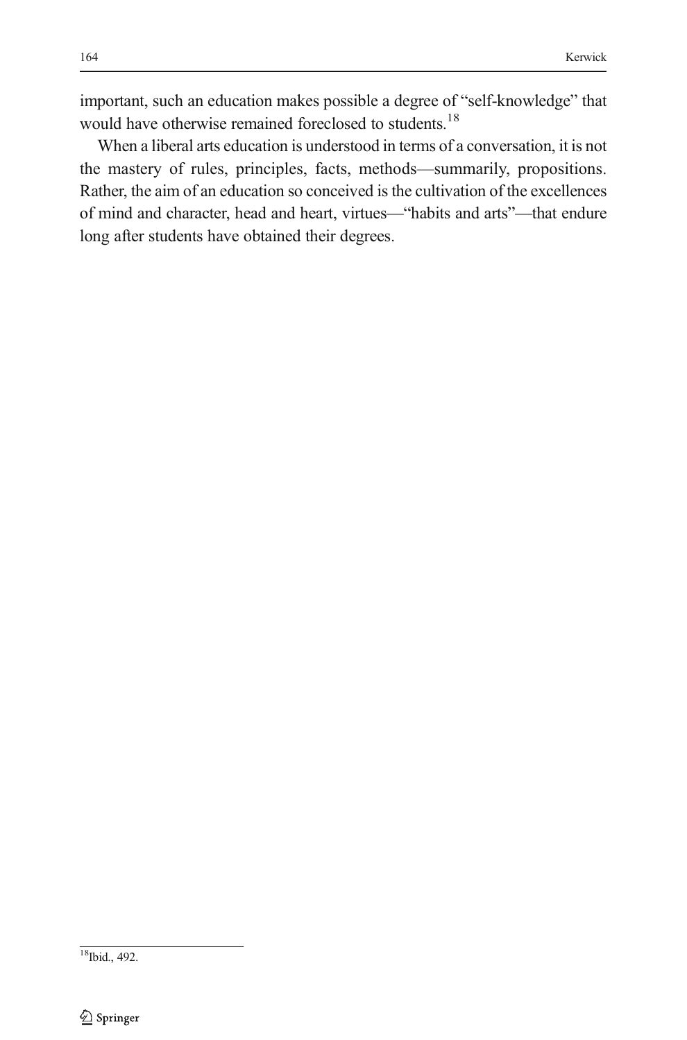important, such an education makes possible a degree of "self-knowledge" that would have otherwise remained foreclosed to students.[18]

When a liberal arts education is understood in terms of a conversation, it is not the mastery of rules, principles, facts, methods—summarily, propositions. Rather, the aim of an education so conceived is the cultivation of the excellences of mind and character, head and heart, virtues—"habits and arts"—that endure long after students have obtained their degrees.

---

[18] Ibid., 492.